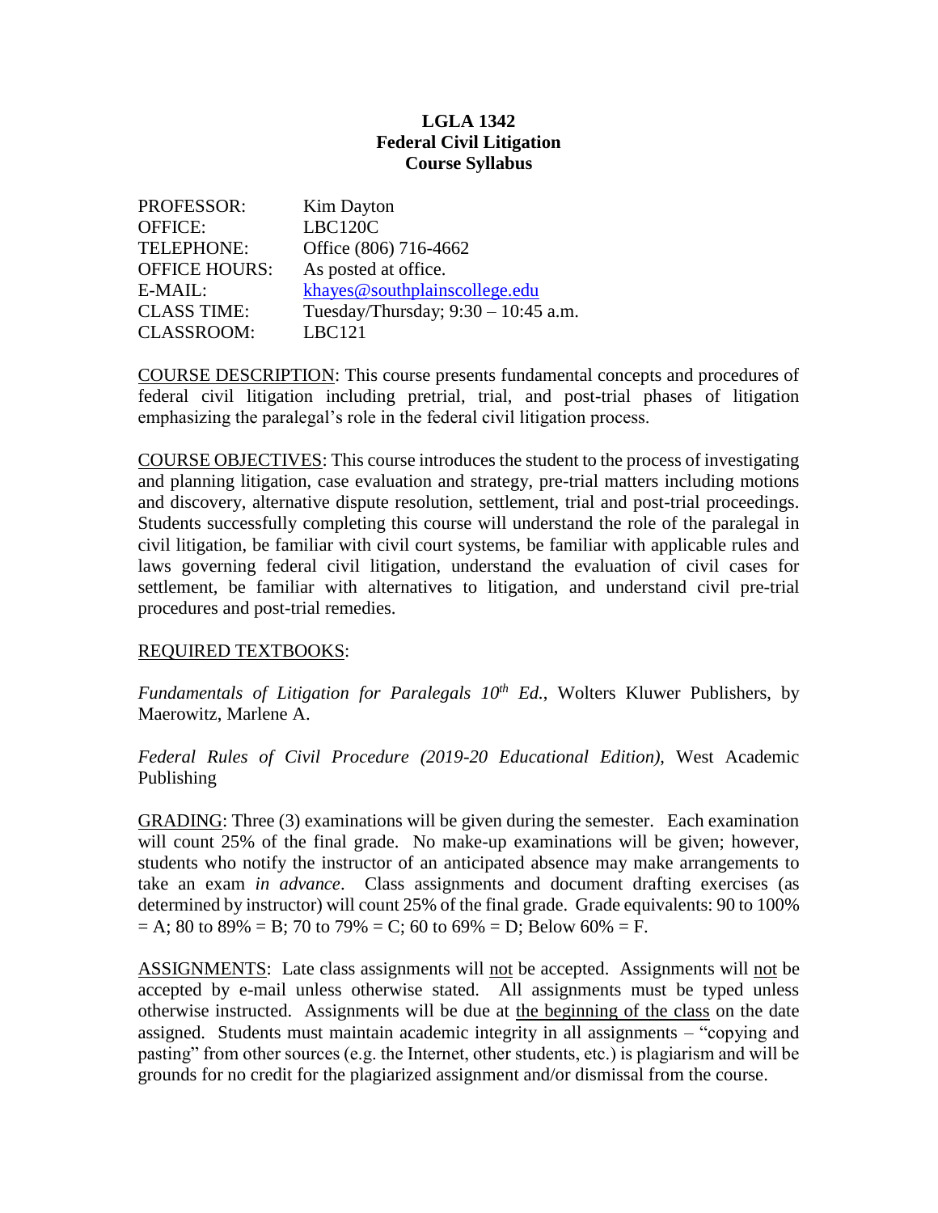**LGLA 1342**
**Federal Civil Litigation**
**Course Syllabus**

PROFESSOR: Kim Dayton
OFFICE: LBC120C
TELEPHONE: Office (806) 716-4662
OFFICE HOURS: As posted at office.
E-MAIL: khayes@southplainscollege.edu
CLASS TIME: Tuesday/Thursday; 9:30 – 10:45 a.m.
CLASSROOM: LBC121

COURSE DESCRIPTION: This course presents fundamental concepts and procedures of federal civil litigation including pretrial, trial, and post-trial phases of litigation emphasizing the paralegal's role in the federal civil litigation process.

COURSE OBJECTIVES: This course introduces the student to the process of investigating and planning litigation, case evaluation and strategy, pre-trial matters including motions and discovery, alternative dispute resolution, settlement, trial and post-trial proceedings. Students successfully completing this course will understand the role of the paralegal in civil litigation, be familiar with civil court systems, be familiar with applicable rules and laws governing federal civil litigation, understand the evaluation of civil cases for settlement, be familiar with alternatives to litigation, and understand civil pre-trial procedures and post-trial remedies.

REQUIRED TEXTBOOKS:

*Fundamentals of Litigation for Paralegals 10th Ed.*, Wolters Kluwer Publishers, by Maerowitz, Marlene A.

*Federal Rules of Civil Procedure (2019-20 Educational Edition)*, West Academic Publishing

GRADING: Three (3) examinations will be given during the semester. Each examination will count 25% of the final grade. No make-up examinations will be given; however, students who notify the instructor of an anticipated absence may make arrangements to take an exam *in advance*. Class assignments and document drafting exercises (as determined by instructor) will count 25% of the final grade. Grade equivalents: 90 to 100% = A; 80 to 89% = B; 70 to 79% = C; 60 to 69% = D; Below 60% = F.

ASSIGNMENTS: Late class assignments will not be accepted. Assignments will not be accepted by e-mail unless otherwise stated. All assignments must be typed unless otherwise instructed. Assignments will be due at the beginning of the class on the date assigned. Students must maintain academic integrity in all assignments – "copying and pasting" from other sources (e.g. the Internet, other students, etc.) is plagiarism and will be grounds for no credit for the plagiarized assignment and/or dismissal from the course.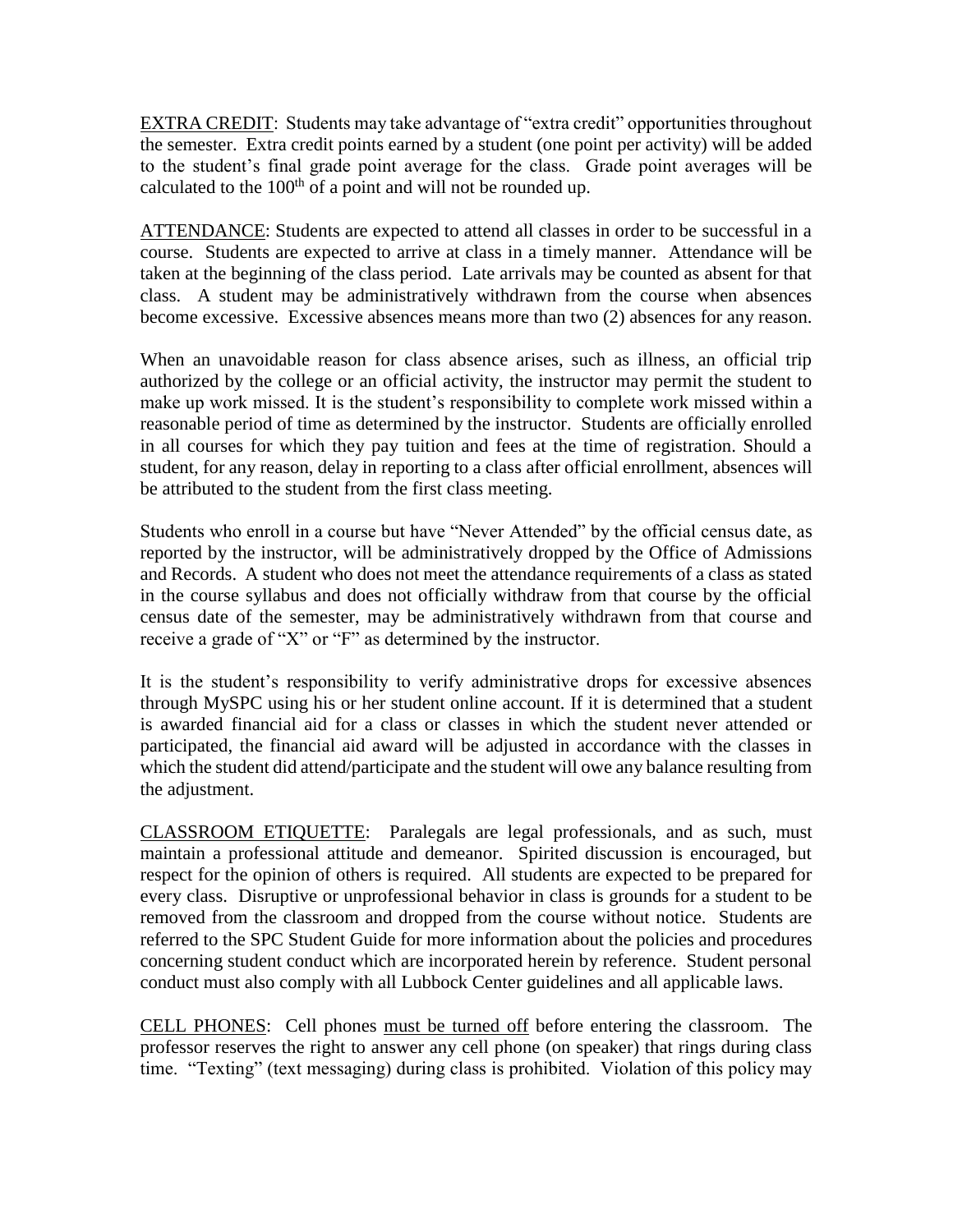<u>EXTRA CREDIT</u>: Students may take advantage of "extra credit" opportunities throughout the semester. Extra credit points earned by a student (one point per activity) will be added to the student's final grade point average for the class. Grade point averages will be calculated to the 100th of a point and will not be rounded up.

<u>ATTENDANCE</u>: Students are expected to attend all classes in order to be successful in a course. Students are expected to arrive at class in a timely manner. Attendance will be taken at the beginning of the class period. Late arrivals may be counted as absent for that class. A student may be administratively withdrawn from the course when absences become excessive. Excessive absences means more than two (2) absences for any reason.

When an unavoidable reason for class absence arises, such as illness, an official trip authorized by the college or an official activity, the instructor may permit the student to make up work missed. It is the student's responsibility to complete work missed within a reasonable period of time as determined by the instructor. Students are officially enrolled in all courses for which they pay tuition and fees at the time of registration. Should a student, for any reason, delay in reporting to a class after official enrollment, absences will be attributed to the student from the first class meeting.

Students who enroll in a course but have "Never Attended" by the official census date, as reported by the instructor, will be administratively dropped by the Office of Admissions and Records. A student who does not meet the attendance requirements of a class as stated in the course syllabus and does not officially withdraw from that course by the official census date of the semester, may be administratively withdrawn from that course and receive a grade of "X" or "F" as determined by the instructor.

It is the student's responsibility to verify administrative drops for excessive absences through MySPC using his or her student online account. If it is determined that a student is awarded financial aid for a class or classes in which the student never attended or participated, the financial aid award will be adjusted in accordance with the classes in which the student did attend/participate and the student will owe any balance resulting from the adjustment.

<u>CLASSROOM ETIQUETTE</u>: Paralegals are legal professionals, and as such, must maintain a professional attitude and demeanor. Spirited discussion is encouraged, but respect for the opinion of others is required. All students are expected to be prepared for every class. Disruptive or unprofessional behavior in class is grounds for a student to be removed from the classroom and dropped from the course without notice. Students are referred to the SPC Student Guide for more information about the policies and procedures concerning student conduct which are incorporated herein by reference. Student personal conduct must also comply with all Lubbock Center guidelines and all applicable laws.

<u>CELL PHONES</u>: Cell phones <u>must be turned off</u> before entering the classroom. The professor reserves the right to answer any cell phone (on speaker) that rings during class time. "Texting" (text messaging) during class is prohibited. Violation of this policy may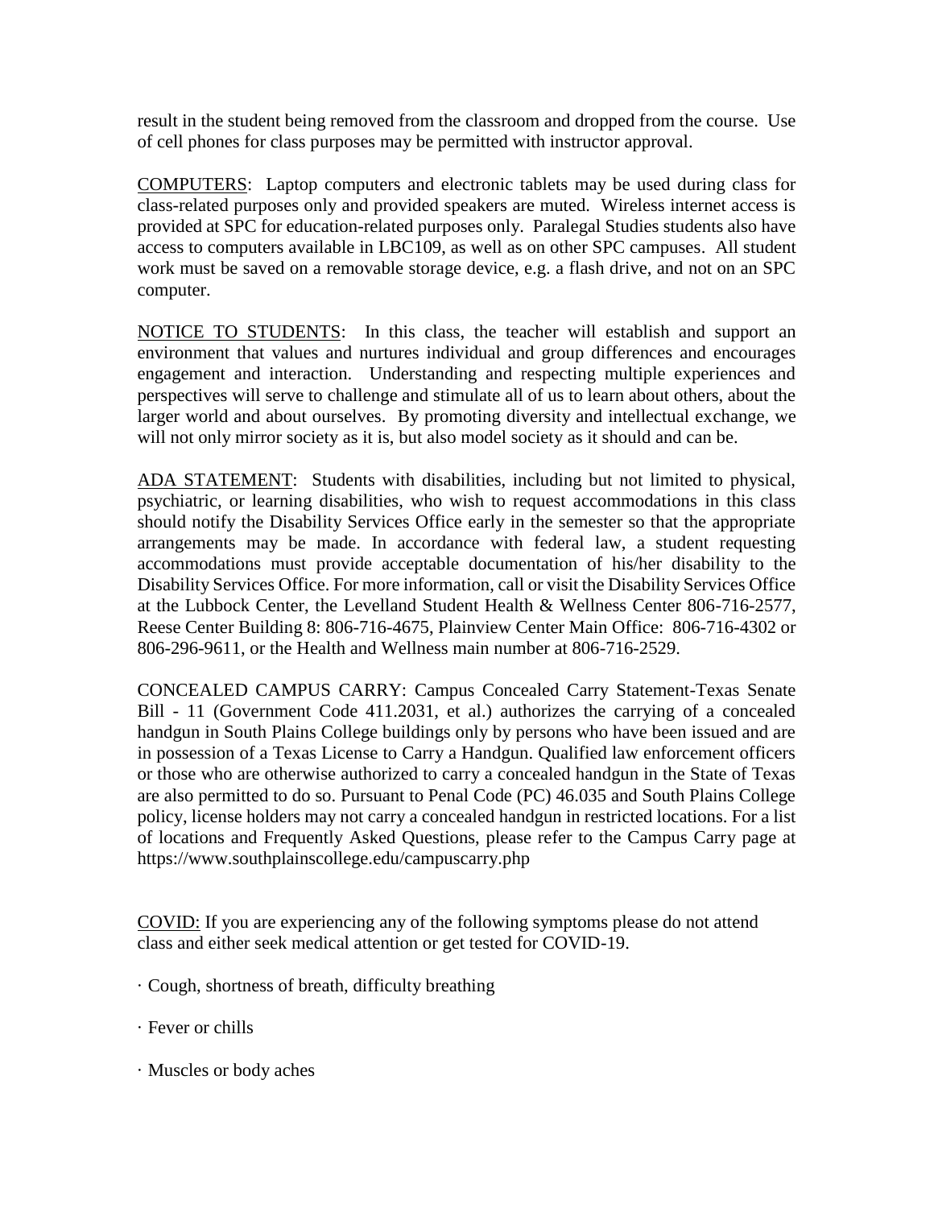result in the student being removed from the classroom and dropped from the course. Use of cell phones for class purposes may be permitted with instructor approval.

<u>COMPUTERS</u>: Laptop computers and electronic tablets may be used during class for class-related purposes only and provided speakers are muted. Wireless internet access is provided at SPC for education-related purposes only. Paralegal Studies students also have access to computers available in LBC109, as well as on other SPC campuses. All student work must be saved on a removable storage device, e.g. a flash drive, and not on an SPC computer.

<u>NOTICE TO STUDENTS</u>: In this class, the teacher will establish and support an environment that values and nurtures individual and group differences and encourages engagement and interaction. Understanding and respecting multiple experiences and perspectives will serve to challenge and stimulate all of us to learn about others, about the larger world and about ourselves. By promoting diversity and intellectual exchange, we will not only mirror society as it is, but also model society as it should and can be.

<u>ADA STATEMENT</u>: Students with disabilities, including but not limited to physical, psychiatric, or learning disabilities, who wish to request accommodations in this class should notify the Disability Services Office early in the semester so that the appropriate arrangements may be made. In accordance with federal law, a student requesting accommodations must provide acceptable documentation of his/her disability to the Disability Services Office. For more information, call or visit the Disability Services Office at the Lubbock Center, the Levelland Student Health & Wellness Center 806-716-2577, Reese Center Building 8: 806-716-4675, Plainview Center Main Office: 806-716-4302 or 806-296-9611, or the Health and Wellness main number at 806-716-2529.

CONCEALED CAMPUS CARRY: Campus Concealed Carry Statement-Texas Senate Bill - 11 (Government Code 411.2031, et al.) authorizes the carrying of a concealed handgun in South Plains College buildings only by persons who have been issued and are in possession of a Texas License to Carry a Handgun. Qualified law enforcement officers or those who are otherwise authorized to carry a concealed handgun in the State of Texas are also permitted to do so. Pursuant to Penal Code (PC) 46.035 and South Plains College policy, license holders may not carry a concealed handgun in restricted locations. For a list of locations and Frequently Asked Questions, please refer to the Campus Carry page at https://www.southplainscollege.edu/campuscarry.php

<u>COVID:</u> If you are experiencing any of the following symptoms please do not attend class and either seek medical attention or get tested for COVID-19.

- Cough, shortness of breath, difficulty breathing
- Fever or chills
- Muscles or body aches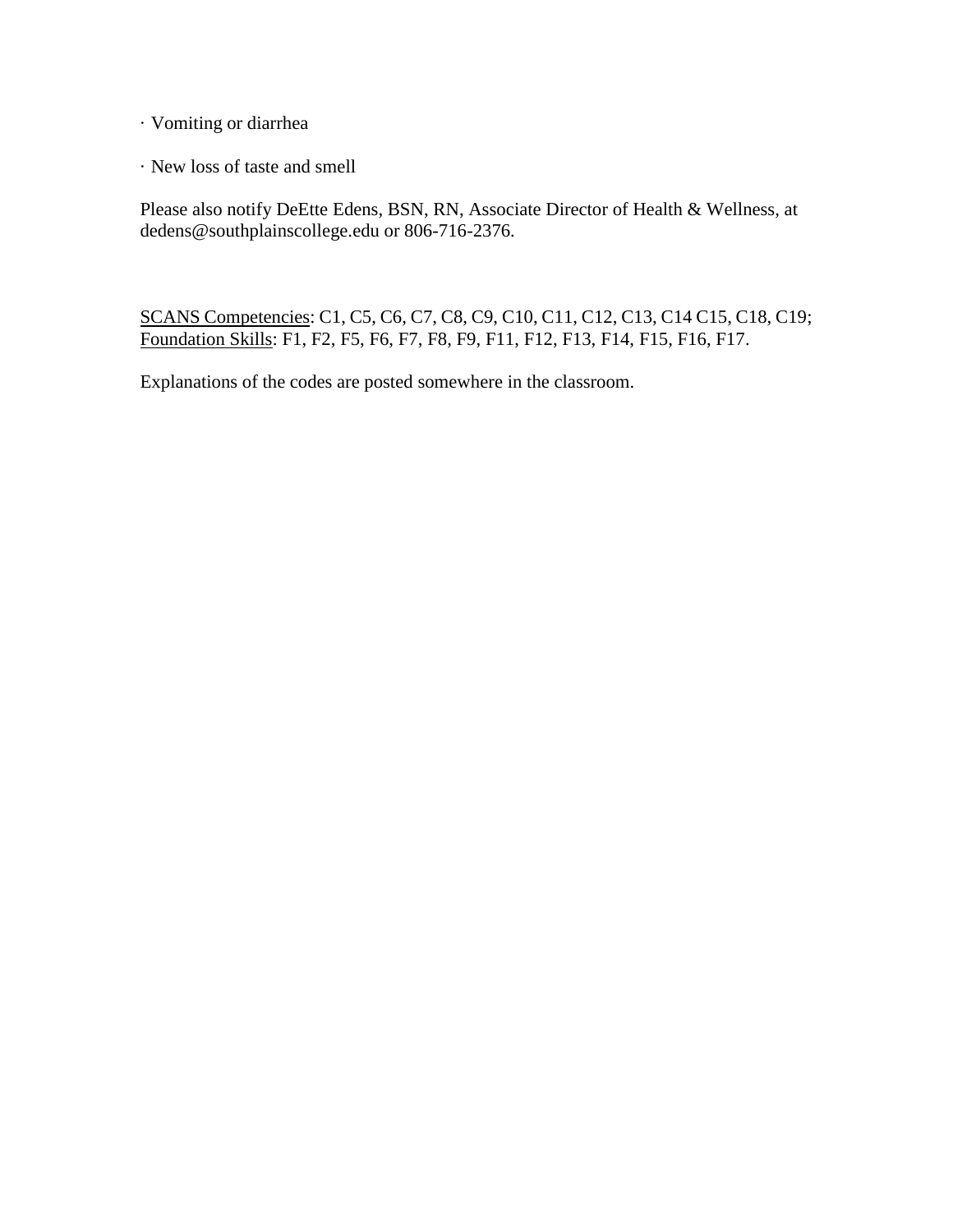· Vomiting or diarrhea

· New loss of taste and smell

Please also notify DeEtte Edens, BSN, RN, Associate Director of Health & Wellness, at dedens@southplainscollege.edu or 806-716-2376.

<u>SCANS Competencies</u>: C1, C5, C6, C7, C8, C9, C10, C11, C12, C13, C14 C15, C18, C19; <u>Foundation Skills</u>: F1, F2, F5, F6, F7, F8, F9, F11, F12, F13, F14, F15, F16, F17.

Explanations of the codes are posted somewhere in the classroom.